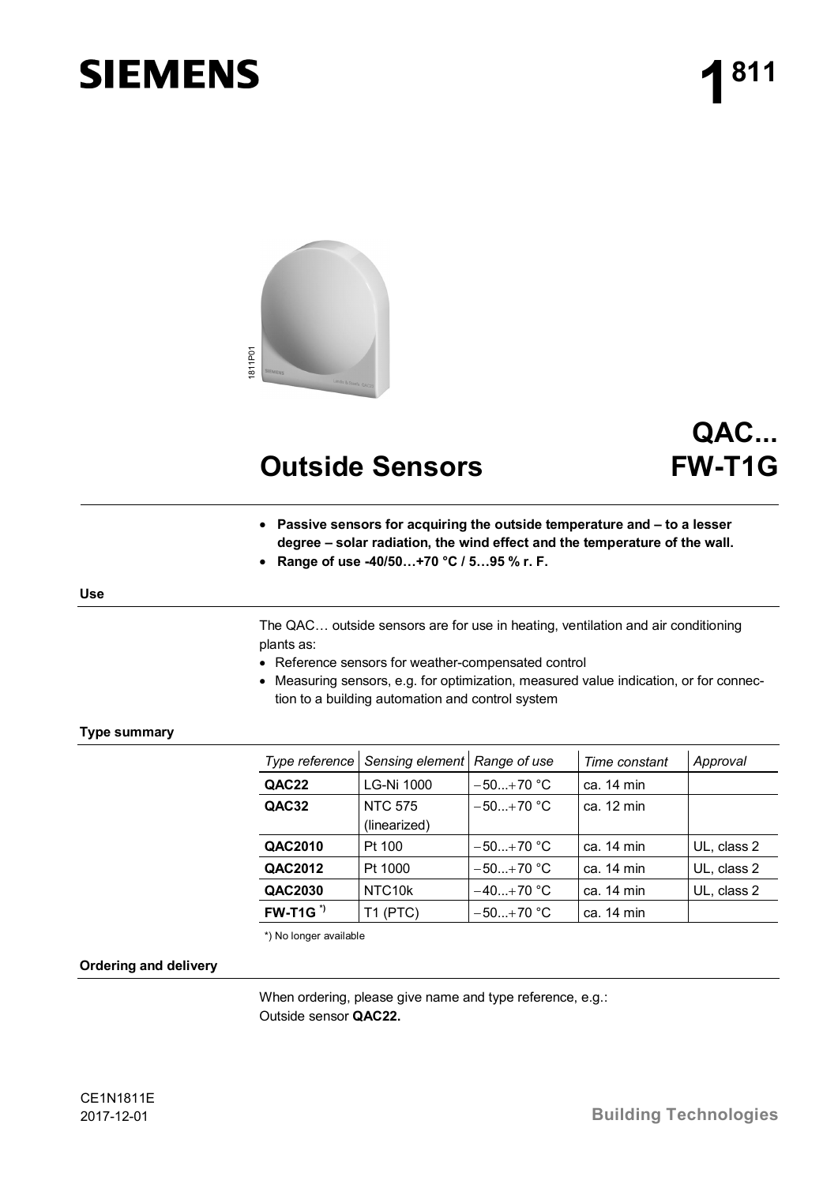SIEMENS

# 1[811]

# Outside Sensors

## QAC... FW-T1G

- **Passive sensors for acquiring the outside temperature and – to a lesser degree – solar radiation, the wind effect and the temperature of the wall.**
- **Range of use -40/50…+70 °C / 5…95 % r. F.**

### Use

The QAC… outside sensors are for use in heating, ventilation and air conditioning plants as:

- Reference sensors for weather-compensated control
- Measuring sensors, e.g. for optimization, measured value indication, or for connection to a building automation and control system

### Type summary

| *Type reference* | *Sensing element* | *Range of use* | *Time constant* | *Approval* |
|---|---|---|---|---|
| **QAC22** | LG-Ni 1000 | −50...+70 °C | ca. 14 min | |
| **QAC32** | NTC 575 (linearized) | −50...+70 °C | ca. 12 min | |
| **QAC2010** | Pt 100 | −50...+70 °C | ca. 14 min | UL, class 2 |
| **QAC2012** | Pt 1000 | −50...+70 °C | ca. 14 min | UL, class 2 |
| **QAC2030** | NTC10k | −40...+70 °C | ca. 14 min | UL, class 2 |
| **FW-T1G** *) | T1 (PTC) | −50...+70 °C | ca. 14 min | |

*) No longer available

### Ordering and delivery

When ordering, please give name and type reference, e.g.:
Outside sensor **QAC22.**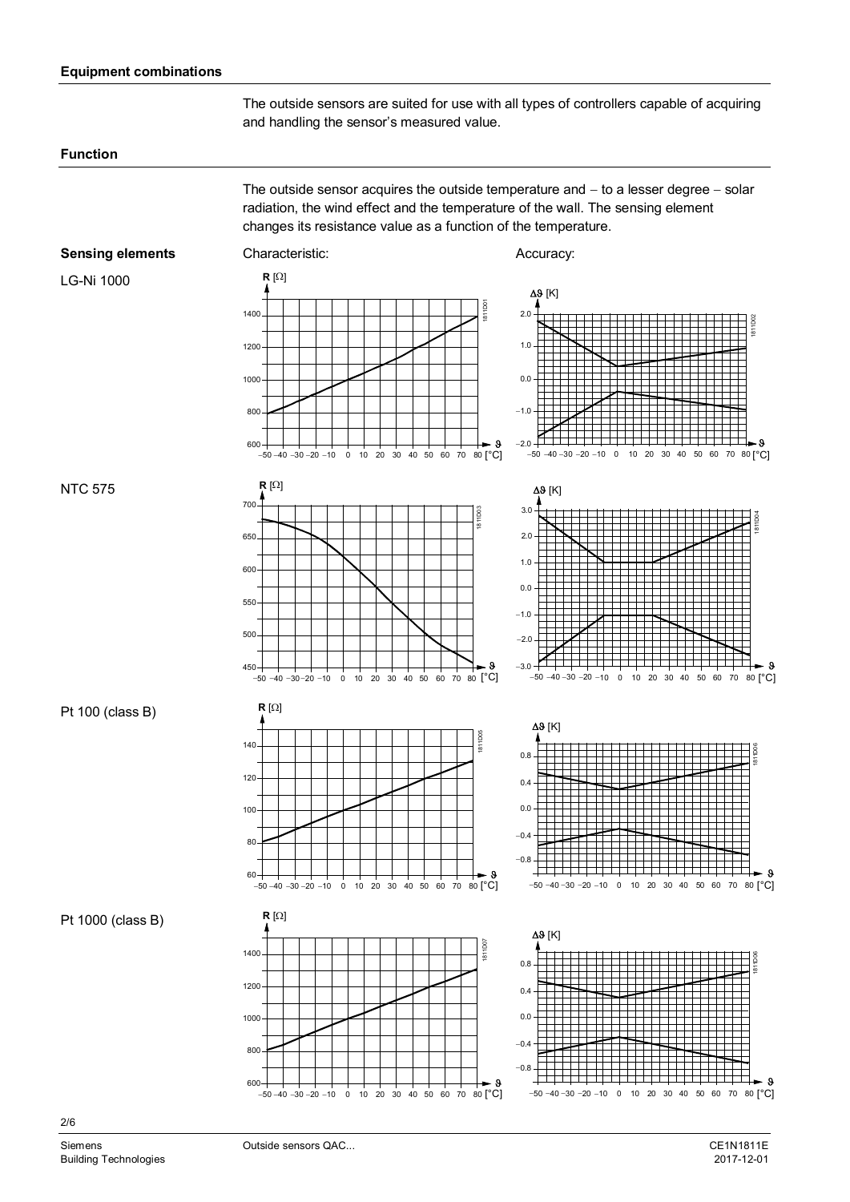## Equipment combinations

The outside sensors are suited for use with all types of controllers capable of acquiring and handling the sensor's measured value.

## Function

The outside sensor acquires the outside temperature and − to a lesser degree − solar radiation, the wind effect and the temperature of the wall. The sensing element changes its resistance value as a function of the temperature.

## Sensing elements

Characteristic:

Accuracy:

### LG-Ni 1000

### NTC 575

### Pt 100 (class B)

### Pt 1000 (class B)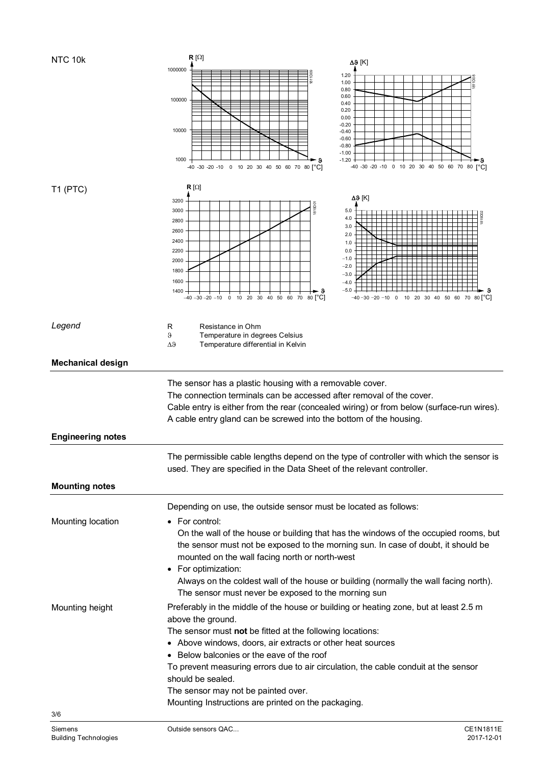NTC 10k

T1 (PTC)

*Legend*

| | |
|---|---|
| R | Resistance in Ohm |
| ϑ | Temperature in degrees Celsius |
| Δϑ | Temperature differential in Kelvin |

## Mechanical design

The sensor has a plastic housing with a removable cover.
The connection terminals can be accessed after removal of the cover.
Cable entry is either from the rear (concealed wiring) or from below (surface-run wires).
A cable entry gland can be screwed into the bottom of the housing.

## Engineering notes

The permissible cable lengths depend on the type of controller with which the sensor is used. They are specified in the Data Sheet of the relevant controller.

## Mounting notes

Depending on use, the outside sensor must be located as follows:

Mounting location

- For control:
  On the wall of the house or building that has the windows of the occupied rooms, but the sensor must not be exposed to the morning sun. In case of doubt, it should be mounted on the wall facing north or north-west
- For optimization:
  Always on the coldest wall of the house or building (normally the wall facing north). The sensor must never be exposed to the morning sun

Mounting height

Preferably in the middle of the house or building or heating zone, but at least 2.5 m above the ground.

The sensor must **not** be fitted at the following locations:

- Above windows, doors, air extracts or other heat sources
- Below balconies or the eave of the roof

To prevent measuring errors due to air circulation, the cable conduit at the sensor should be sealed.

The sensor may not be painted over.

Mounting Instructions are printed on the packaging.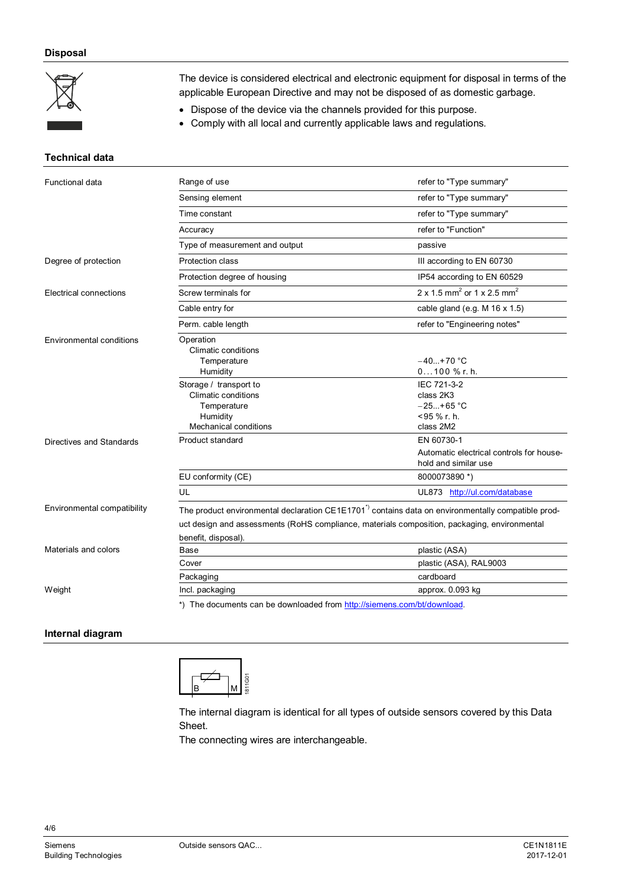## Disposal

The device is considered electrical and electronic equipment for disposal in terms of the applicable European Directive and may not be disposed of as domestic garbage.

- Dispose of the device via the channels provided for this purpose.
- Comply with all local and currently applicable laws and regulations.

## Technical data

| | | |
|---|---|---|
| Functional data | Range of use | refer to "Type summary" |
| | Sensing element | refer to "Type summary" |
| | Time constant | refer to "Type summary" |
| | Accuracy | refer to "Function" |
| | Type of measurement and output | passive |
| Degree of protection | Protection class | III according to EN 60730 |
| | Protection degree of housing | IP54 according to EN 60529 |
| Electrical connections | Screw terminals for | 2 x 1.5 $mm^2$ or 1 x 2.5 $mm^2$ |
| | Cable entry for | cable gland (e.g. M 16 x 1.5) |
| | Perm. cable length | refer to "Engineering notes" |
| Environmental conditions | Operation<br>Climatic conditions<br>Temperature<br>Humidity | <br><br>−40...+70 °C<br>0...100 % r. h. |
| | Storage / transport to<br>Climatic conditions<br>Temperature<br>Humidity<br>Mechanical conditions | IEC 721-3-2<br>class 2K3<br>−25...+65 °C<br><95 % r. h.<br>class 2M2 |
| Directives and Standards | Product standard | EN 60730-1<br>Automatic electrical controls for household and similar use |
| | EU conformity (CE) | 8000073890 *) |
| | UL | UL873 http://ul.com/database |
| Environmental compatibility | The product environmental declaration CE1E1701*) contains data on environmentally compatible product design and assessments (RoHS compliance, materials composition, packaging, environmental benefit, disposal). | |
| Materials and colors | Base | plastic (ASA) |
| | Cover | plastic (ASA), RAL9003 |
| | Packaging | cardboard |
| Weight | Incl. packaging | approx. 0.093 kg |

*) The documents can be downloaded from http://siemens.com/bt/download.

## Internal diagram

B M 1811G01

The internal diagram is identical for all types of outside sensors covered by this Data Sheet.
The connecting wires are interchangeable.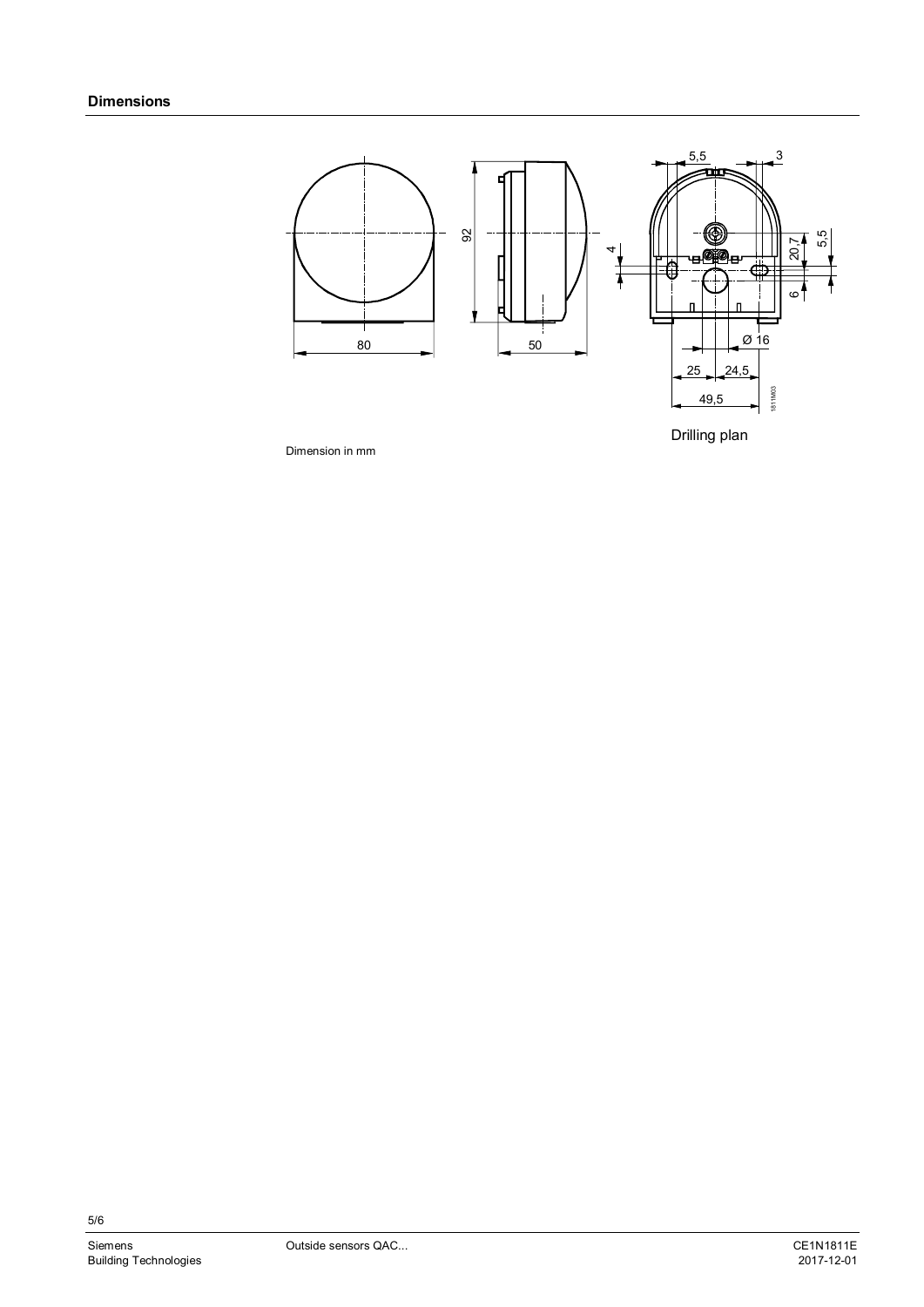## Dimensions

Drilling plan

Dimension in mm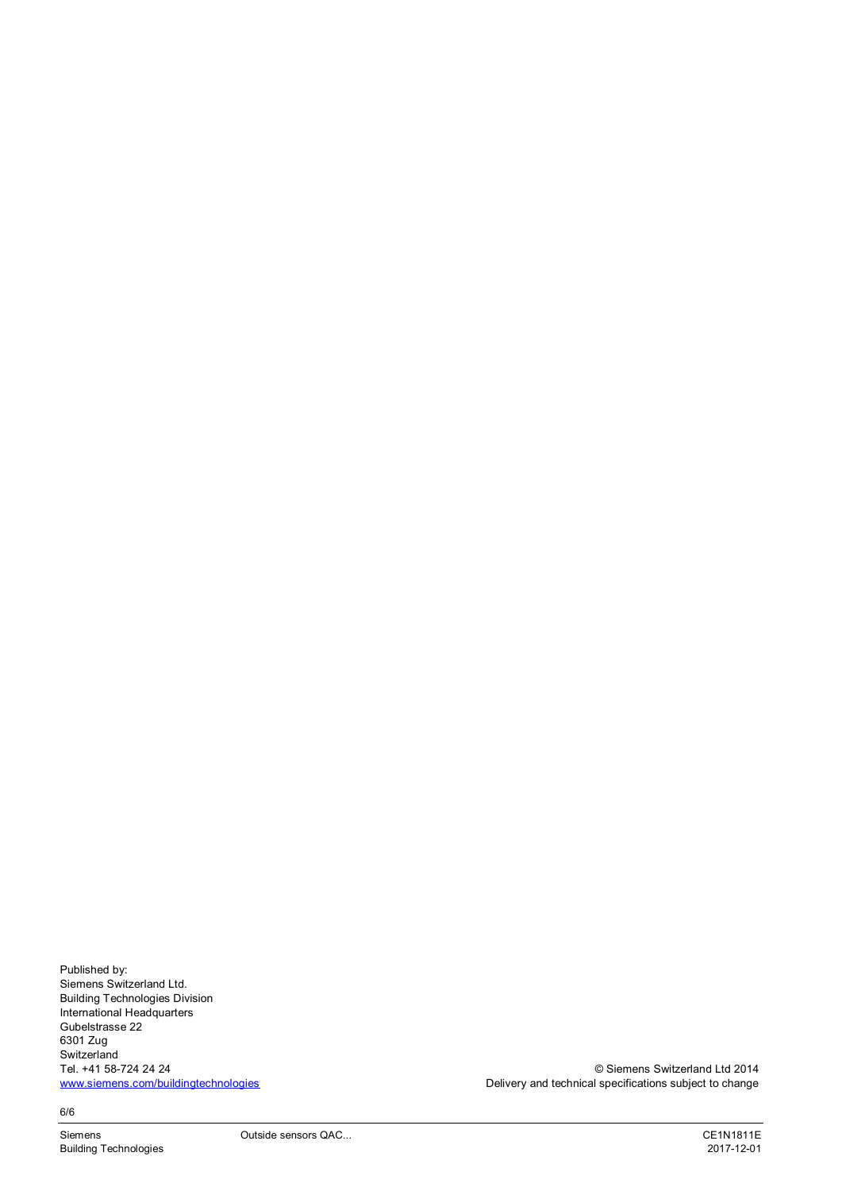Published by:
Siemens Switzerland Ltd.
Building Technologies Division
International Headquarters
Gubelstrasse 22
6301 Zug
Switzerland
Tel. +41 58-724 24 24
www.siemens.com/buildingtechnologies

© Siemens Switzerland Ltd 2014
Delivery and technical specifications subject to change